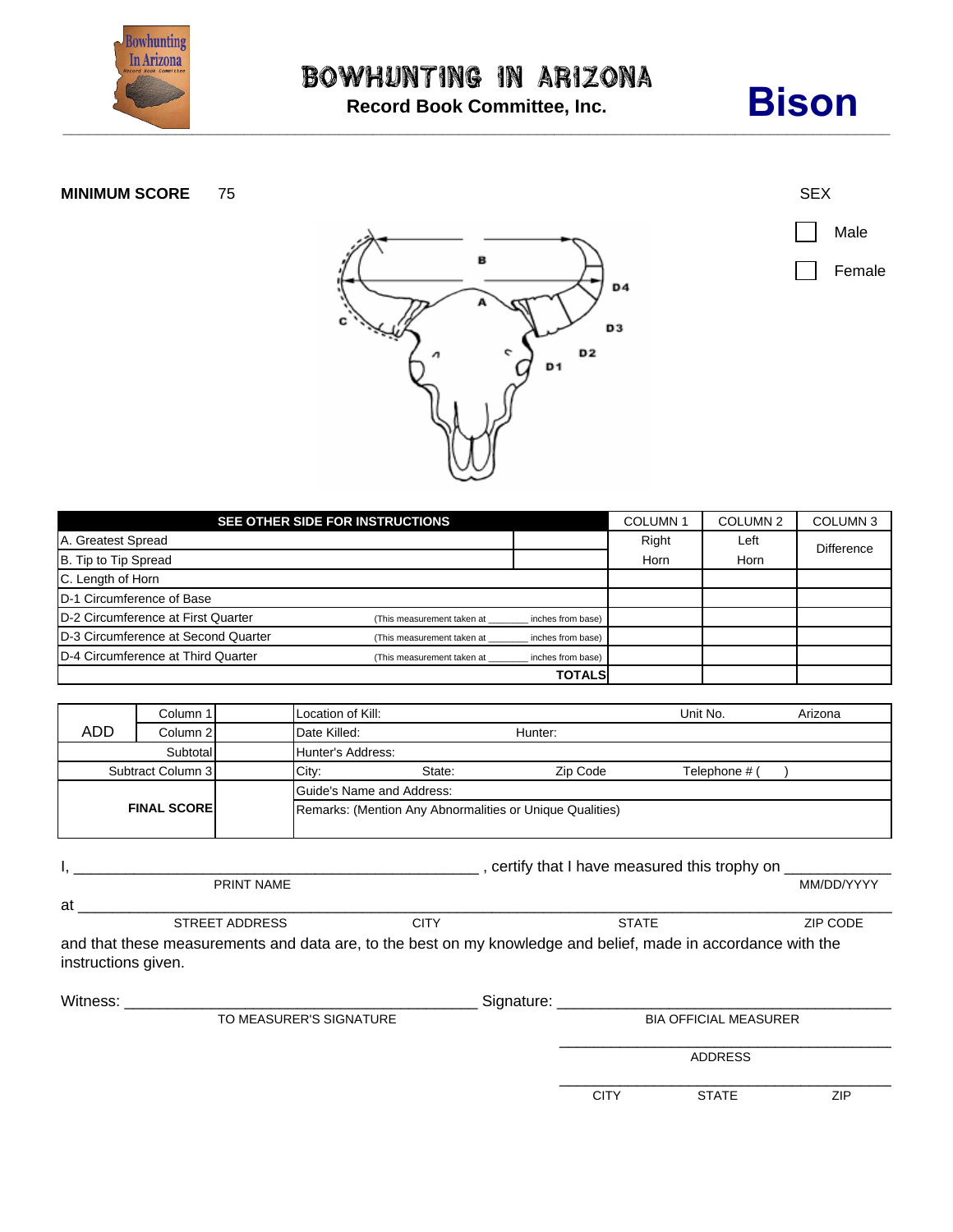# BOWHUNTING IN ARIZONA

**Record Book Committee, Inc.**

# Bison

**MINIMUM SCORE** 75

SEX

- [ ] Male
- [ ] Female

| SEE OTHER SIDE FOR INSTRUCTIONS | | | COLUMN 1 | COLUMN 2 | COLUMN 3 |
|---|---|---|---|---|---|
| A. Greatest Spread | | | Right Horn | Left Horn | Difference |
| B. Tip to Tip Spread | | | | | |
| C. Length of Horn | | | | | |
| D-1 Circumference of Base | | | | | |
| D-2 Circumference at First Quarter | (This measurement taken at _______ inches from base) | | | | |
| D-3 Circumference at Second Quarter | (This measurement taken at _______ inches from base) | | | | |
| D-4 Circumference at Third Quarter | (This measurement taken at _______ inches from base) | | | | |
| | | **TOTALS** | | | |

| ADD | Column 1 | | Location of Kill: | Unit No. | Arizona |
|---|---|---|---|---|---|
| | Column 2 | | Date Killed: | Hunter: | |
| | Subtotal | | Hunter's Address: | | |
| | Subtract Column 3 | | City: State: Zip Code | Telephone # ( ) | |
| | **FINAL SCORE** | | Guide's Name and Address: | | |
| | | | Remarks: (Mention Any Abnormalities or Unique Qualities) | | |

I, ______________________________________________ , certify that I have measured this trophy on ____________
PRINT NAME MM/DD/YYYY

at ____________________________________________________________________________________
STREET ADDRESS CITY STATE ZIP CODE

and that these measurements and data are, to the best on my knowledge and belief, made in accordance with the instructions given.

Witness: ________________________________________ Signature: ____________________________________
TO MEASURER'S SIGNATURE BIA OFFICIAL MEASURER

____________________________________
ADDRESS

____________________________________
CITY STATE ZIP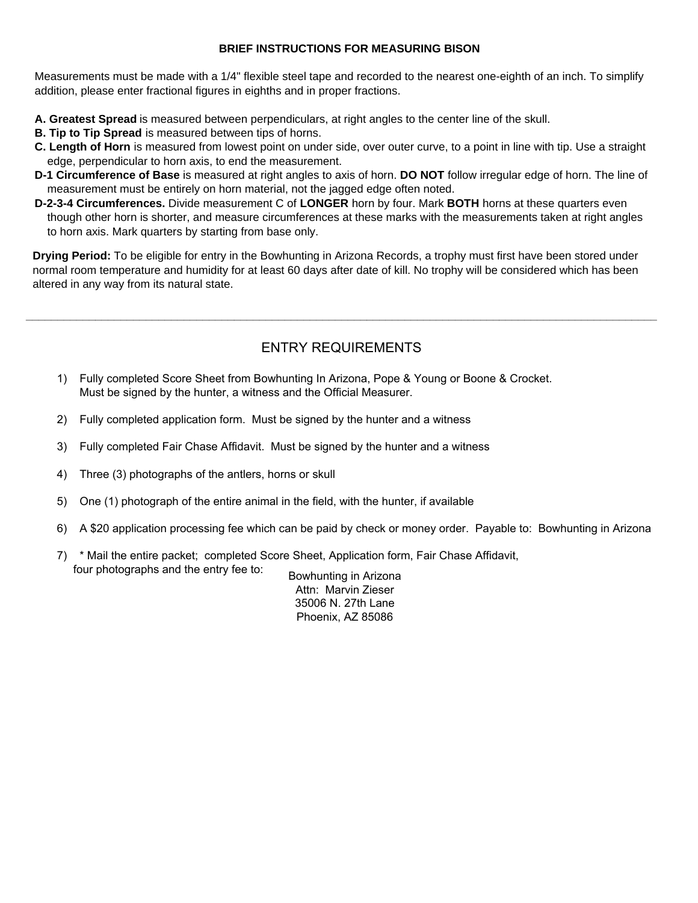## BRIEF INSTRUCTIONS FOR MEASURING BISON

Measurements must be made with a 1/4" flexible steel tape and recorded to the nearest one-eighth of an inch. To simplify addition, please enter fractional figures in eighths and in proper fractions.

**A. Greatest Spread** is measured between perpendiculars, at right angles to the center line of the skull.
**B. Tip to Tip Spread** is measured between tips of horns.
**C. Length of Horn** is measured from lowest point on under side, over outer curve, to a point in line with tip. Use a straight edge, perpendicular to horn axis, to end the measurement.
**D-1 Circumference of Base** is measured at right angles to axis of horn. **DO NOT** follow irregular edge of horn. The line of measurement must be entirely on horn material, not the jagged edge often noted.
**D-2-3-4 Circumferences.** Divide measurement C of **LONGER** horn by four. Mark **BOTH** horns at these quarters even though other horn is shorter, and measure circumferences at these marks with the measurements taken at right angles to horn axis. Mark quarters by starting from base only.

**Drying Period:** To be eligible for entry in the Bowhunting in Arizona Records, a trophy must first have been stored under normal room temperature and humidity for at least 60 days after date of kill. No trophy will be considered which has been altered in any way from its natural state.

---

## ENTRY REQUIREMENTS

1) Fully completed Score Sheet from Bowhunting In Arizona, Pope & Young or Boone & Crocket. Must be signed by the hunter, a witness and the Official Measurer.

2) Fully completed application form. Must be signed by the hunter and a witness

3) Fully completed Fair Chase Affidavit. Must be signed by the hunter and a witness

4) Three (3) photographs of the antlers, horns or skull

5) One (1) photograph of the entire animal in the field, with the hunter, if available

6) A $20 application processing fee which can be paid by check or money order. Payable to: Bowhunting in Arizona

7) * Mail the entire packet; completed Score Sheet, Application form, Fair Chase Affidavit, four photographs and the entry fee to:

Bowhunting in Arizona
Attn: Marvin Zieser
35006 N. 27th Lane
Phoenix, AZ 85086